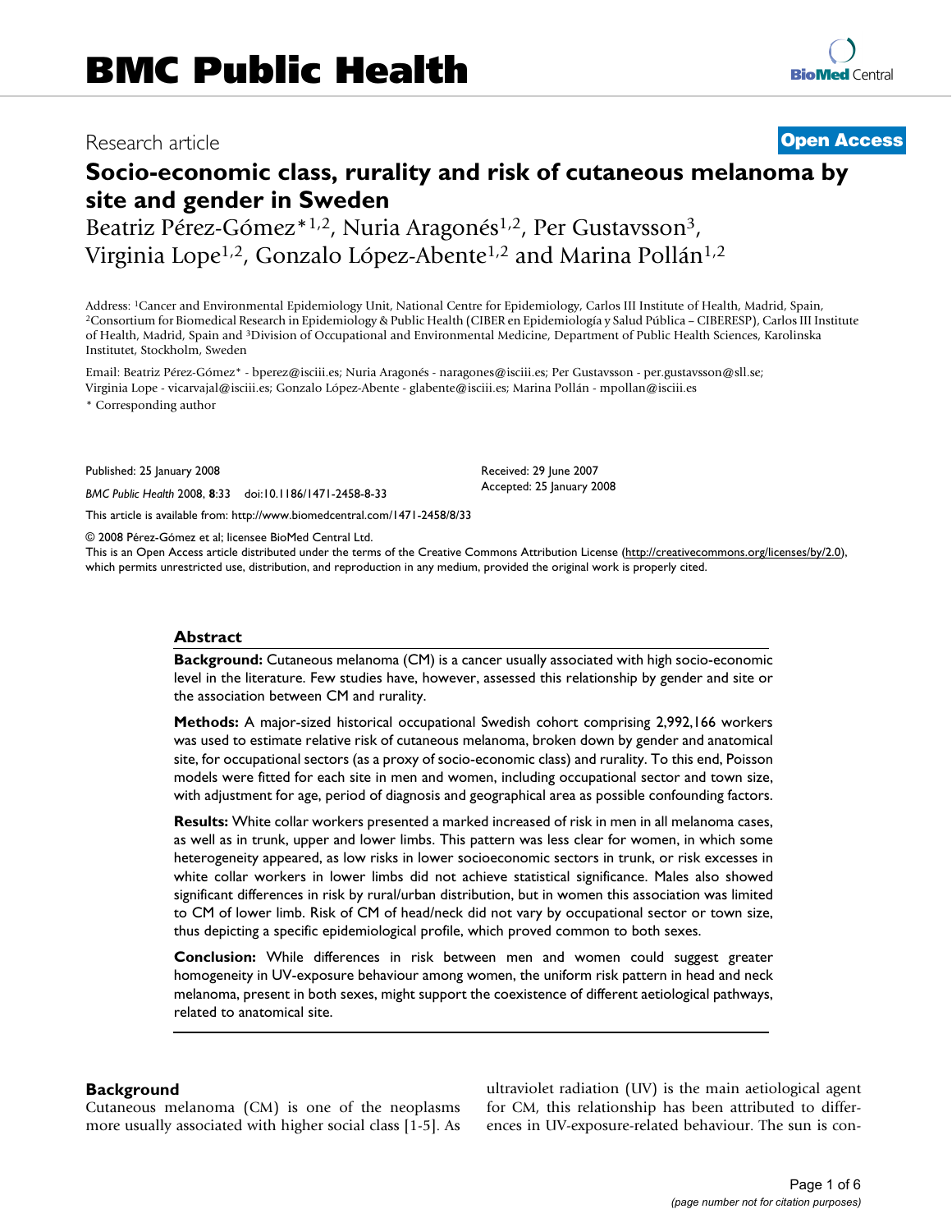# BMC Public Health

Research article

**Open Access**

# Socio-economic class, rurality and risk of cutaneous melanoma by site and gender in Sweden

Beatriz Pérez-Gómez*[1,2], Nuria Aragonés[1,2], Per Gustavsson[3], Virginia Lope[1,2], Gonzalo López-Abente[1,2] and Marina Pollán[1,2]

Address: [1]Cancer and Environmental Epidemiology Unit, National Centre for Epidemiology, Carlos III Institute of Health, Madrid, Spain, [2]Consortium for Biomedical Research in Epidemiology & Public Health (CIBER en Epidemiología y Salud Pública – CIBERESP), Carlos III Institute of Health, Madrid, Spain and [3]Division of Occupational and Environmental Medicine, Department of Public Health Sciences, Karolinska Institutet, Stockholm, Sweden

Email: Beatriz Pérez-Gómez* - bperez@isciii.es; Nuria Aragonés - naragones@isciii.es; Per Gustavsson - per.gustavsson@sll.se; Virginia Lope - vicarvajal@isciii.es; Gonzalo López-Abente - glabente@isciii.es; Marina Pollán - mpollan@isciii.es

\* Corresponding author

Published: 25 January 2008

*BMC Public Health* 2008, **8**:33 doi:10.1186/1471-2458-8-33

Received: 29 June 2007
Accepted: 25 January 2008

This article is available from: http://www.biomedcentral.com/1471-2458/8/33

© 2008 Pérez-Gómez et al; licensee BioMed Central Ltd.
This is an Open Access article distributed under the terms of the Creative Commons Attribution License (http://creativecommons.org/licenses/by/2.0), which permits unrestricted use, distribution, and reproduction in any medium, provided the original work is properly cited.

## Abstract

**Background:** Cutaneous melanoma (CM) is a cancer usually associated with high socio-economic level in the literature. Few studies have, however, assessed this relationship by gender and site or the association between CM and rurality.

**Methods:** A major-sized historical occupational Swedish cohort comprising 2,992,166 workers was used to estimate relative risk of cutaneous melanoma, broken down by gender and anatomical site, for occupational sectors (as a proxy of socio-economic class) and rurality. To this end, Poisson models were fitted for each site in men and women, including occupational sector and town size, with adjustment for age, period of diagnosis and geographical area as possible confounding factors.

**Results:** White collar workers presented a marked increased of risk in men in all melanoma cases, as well as in trunk, upper and lower limbs. This pattern was less clear for women, in which some heterogeneity appeared, as low risks in lower socioeconomic sectors in trunk, or risk excesses in white collar workers in lower limbs did not achieve statistical significance. Males also showed significant differences in risk by rural/urban distribution, but in women this association was limited to CM of lower limb. Risk of CM of head/neck did not vary by occupational sector or town size, thus depicting a specific epidemiological profile, which proved common to both sexes.

**Conclusion:** While differences in risk between men and women could suggest greater homogeneity in UV-exposure behaviour among women, the uniform risk pattern in head and neck melanoma, present in both sexes, might support the coexistence of different aetiological pathways, related to anatomical site.

## Background

Cutaneous melanoma (CM) is one of the neoplasms more usually associated with higher social class [1-5]. As ultraviolet radiation (UV) is the main aetiological agent for CM, this relationship has been attributed to differences in UV-exposure-related behaviour. The sun is con-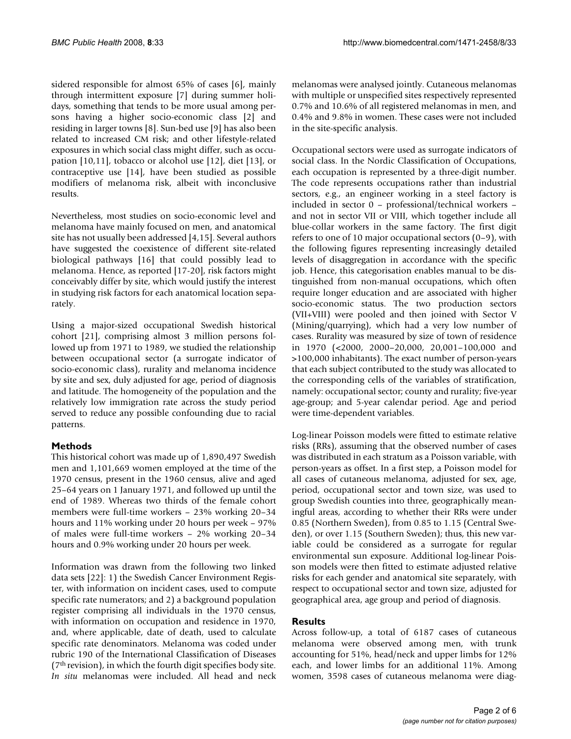sidered responsible for almost 65% of cases [6], mainly through intermittent exposure [7] during summer holidays, something that tends to be more usual among persons having a higher socio-economic class [2] and residing in larger towns [8]. Sun-bed use [9] has also been related to increased CM risk; and other lifestyle-related exposures in which social class might differ, such as occupation [10,11], tobacco or alcohol use [12], diet [13], or contraceptive use [14], have been studied as possible modifiers of melanoma risk, albeit with inconclusive results.

Nevertheless, most studies on socio-economic level and melanoma have mainly focused on men, and anatomical site has not usually been addressed [4,15]. Several authors have suggested the coexistence of different site-related biological pathways [16] that could possibly lead to melanoma. Hence, as reported [17-20], risk factors might conceivably differ by site, which would justify the interest in studying risk factors for each anatomical location separately.

Using a major-sized occupational Swedish historical cohort [21], comprising almost 3 million persons followed up from 1971 to 1989, we studied the relationship between occupational sector (a surrogate indicator of socio-economic class), rurality and melanoma incidence by site and sex, duly adjusted for age, period of diagnosis and latitude. The homogeneity of the population and the relatively low immigration rate across the study period served to reduce any possible confounding due to racial patterns.

## Methods

This historical cohort was made up of 1,890,497 Swedish men and 1,101,669 women employed at the time of the 1970 census, present in the 1960 census, alive and aged 25–64 years on 1 January 1971, and followed up until the end of 1989. Whereas two thirds of the female cohort members were full-time workers – 23% working 20–34 hours and 11% working under 20 hours per week – 97% of males were full-time workers – 2% working 20–34 hours and 0.9% working under 20 hours per week.

Information was drawn from the following two linked data sets [22]: 1) the Swedish Cancer Environment Register, with information on incident cases, used to compute specific rate numerators; and 2) a background population register comprising all individuals in the 1970 census, with information on occupation and residence in 1970, and, where applicable, date of death, used to calculate specific rate denominators. Melanoma was coded under rubric 190 of the International Classification of Diseases (7th revision), in which the fourth digit specifies body site. *In situ* melanomas were included. All head and neck melanomas were analysed jointly. Cutaneous melanomas with multiple or unspecified sites respectively represented 0.7% and 10.6% of all registered melanomas in men, and 0.4% and 9.8% in women. These cases were not included in the site-specific analysis.

Occupational sectors were used as surrogate indicators of social class. In the Nordic Classification of Occupations, each occupation is represented by a three-digit number. The code represents occupations rather than industrial sectors, e.g., an engineer working in a steel factory is included in sector 0 – professional/technical workers – and not in sector VII or VIII, which together include all blue-collar workers in the same factory. The first digit refers to one of 10 major occupational sectors (0–9), with the following figures representing increasingly detailed levels of disaggregation in accordance with the specific job. Hence, this categorisation enables manual to be distinguished from non-manual occupations, which often require longer education and are associated with higher socio-economic status. The two production sectors (VII+VIII) were pooled and then joined with Sector V (Mining/quarrying), which had a very low number of cases. Rurality was measured by size of town of residence in 1970 (<2000, 2000–20,000, 20,001–100,000 and >100,000 inhabitants). The exact number of person-years that each subject contributed to the study was allocated to the corresponding cells of the variables of stratification, namely: occupational sector; county and rurality; five-year age-group; and 5-year calendar period. Age and period were time-dependent variables.

Log-linear Poisson models were fitted to estimate relative risks (RRs), assuming that the observed number of cases was distributed in each stratum as a Poisson variable, with person-years as offset. In a first step, a Poisson model for all cases of cutaneous melanoma, adjusted for sex, age, period, occupational sector and town size, was used to group Swedish counties into three, geographically meaningful areas, according to whether their RRs were under 0.85 (Northern Sweden), from 0.85 to 1.15 (Central Sweden), or over 1.15 (Southern Sweden); thus, this new variable could be considered as a surrogate for regular environmental sun exposure. Additional log-linear Poisson models were then fitted to estimate adjusted relative risks for each gender and anatomical site separately, with respect to occupational sector and town size, adjusted for geographical area, age group and period of diagnosis.

## Results

Across follow-up, a total of 6187 cases of cutaneous melanoma were observed among men, with trunk accounting for 51%, head/neck and upper limbs for 12% each, and lower limbs for an additional 11%. Among women, 3598 cases of cutaneous melanoma were diag-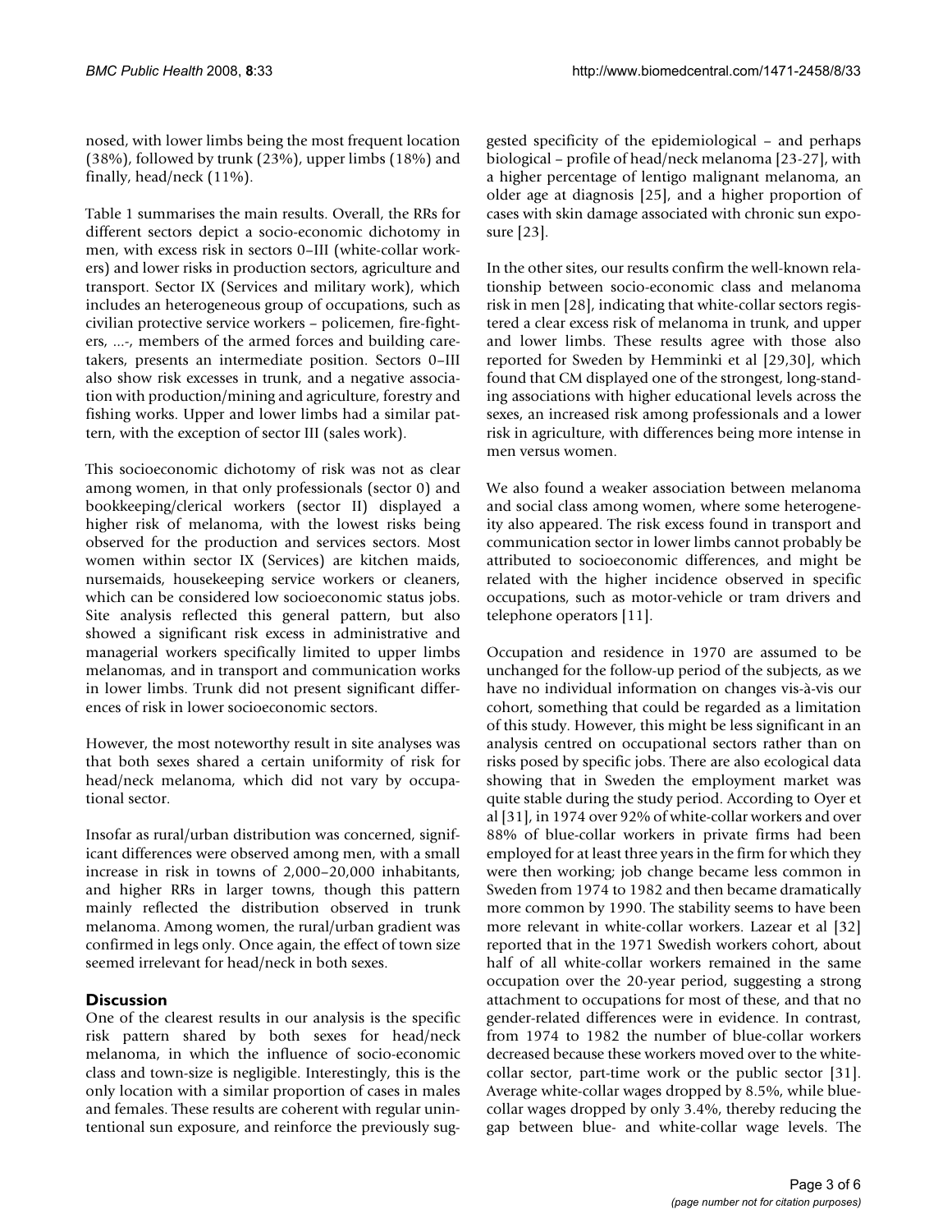nosed, with lower limbs being the most frequent location (38%), followed by trunk (23%), upper limbs (18%) and finally, head/neck (11%).

Table 1 summarises the main results. Overall, the RRs for different sectors depict a socio-economic dichotomy in men, with excess risk in sectors 0–III (white-collar workers) and lower risks in production sectors, agriculture and transport. Sector IX (Services and military work), which includes an heterogeneous group of occupations, such as civilian protective service workers – policemen, fire-fighters, ...-, members of the armed forces and building caretakers, presents an intermediate position. Sectors 0–III also show risk excesses in trunk, and a negative association with production/mining and agriculture, forestry and fishing works. Upper and lower limbs had a similar pattern, with the exception of sector III (sales work).

This socioeconomic dichotomy of risk was not as clear among women, in that only professionals (sector 0) and bookkeeping/clerical workers (sector II) displayed a higher risk of melanoma, with the lowest risks being observed for the production and services sectors. Most women within sector IX (Services) are kitchen maids, nursemaids, housekeeping service workers or cleaners, which can be considered low socioeconomic status jobs. Site analysis reflected this general pattern, but also showed a significant risk excess in administrative and managerial workers specifically limited to upper limbs melanomas, and in transport and communication works in lower limbs. Trunk did not present significant differences of risk in lower socioeconomic sectors.

However, the most noteworthy result in site analyses was that both sexes shared a certain uniformity of risk for head/neck melanoma, which did not vary by occupational sector.

Insofar as rural/urban distribution was concerned, significant differences were observed among men, with a small increase in risk in towns of 2,000–20,000 inhabitants, and higher RRs in larger towns, though this pattern mainly reflected the distribution observed in trunk melanoma. Among women, the rural/urban gradient was confirmed in legs only. Once again, the effect of town size seemed irrelevant for head/neck in both sexes.

## Discussion

One of the clearest results in our analysis is the specific risk pattern shared by both sexes for head/neck melanoma, in which the influence of socio-economic class and town-size is negligible. Interestingly, this is the only location with a similar proportion of cases in males and females. These results are coherent with regular unintentional sun exposure, and reinforce the previously suggested specificity of the epidemiological – and perhaps biological – profile of head/neck melanoma [23-27], with a higher percentage of lentigo malignant melanoma, an older age at diagnosis [25], and a higher proportion of cases with skin damage associated with chronic sun exposure [23].

In the other sites, our results confirm the well-known relationship between socio-economic class and melanoma risk in men [28], indicating that white-collar sectors registered a clear excess risk of melanoma in trunk, and upper and lower limbs. These results agree with those also reported for Sweden by Hemminki et al [29,30], which found that CM displayed one of the strongest, long-standing associations with higher educational levels across the sexes, an increased risk among professionals and a lower risk in agriculture, with differences being more intense in men versus women.

We also found a weaker association between melanoma and social class among women, where some heterogeneity also appeared. The risk excess found in transport and communication sector in lower limbs cannot probably be attributed to socioeconomic differences, and might be related with the higher incidence observed in specific occupations, such as motor-vehicle or tram drivers and telephone operators [11].

Occupation and residence in 1970 are assumed to be unchanged for the follow-up period of the subjects, as we have no individual information on changes vis-à-vis our cohort, something that could be regarded as a limitation of this study. However, this might be less significant in an analysis centred on occupational sectors rather than on risks posed by specific jobs. There are also ecological data showing that in Sweden the employment market was quite stable during the study period. According to Oyer et al [31], in 1974 over 92% of white-collar workers and over 88% of blue-collar workers in private firms had been employed for at least three years in the firm for which they were then working; job change became less common in Sweden from 1974 to 1982 and then became dramatically more common by 1990. The stability seems to have been more relevant in white-collar workers. Lazear et al [32] reported that in the 1971 Swedish workers cohort, about half of all white-collar workers remained in the same occupation over the 20-year period, suggesting a strong attachment to occupations for most of these, and that no gender-related differences were in evidence. In contrast, from 1974 to 1982 the number of blue-collar workers decreased because these workers moved over to the white-collar sector, part-time work or the public sector [31]. Average white-collar wages dropped by 8.5%, while blue-collar wages dropped by only 3.4%, thereby reducing the gap between blue- and white-collar wage levels. The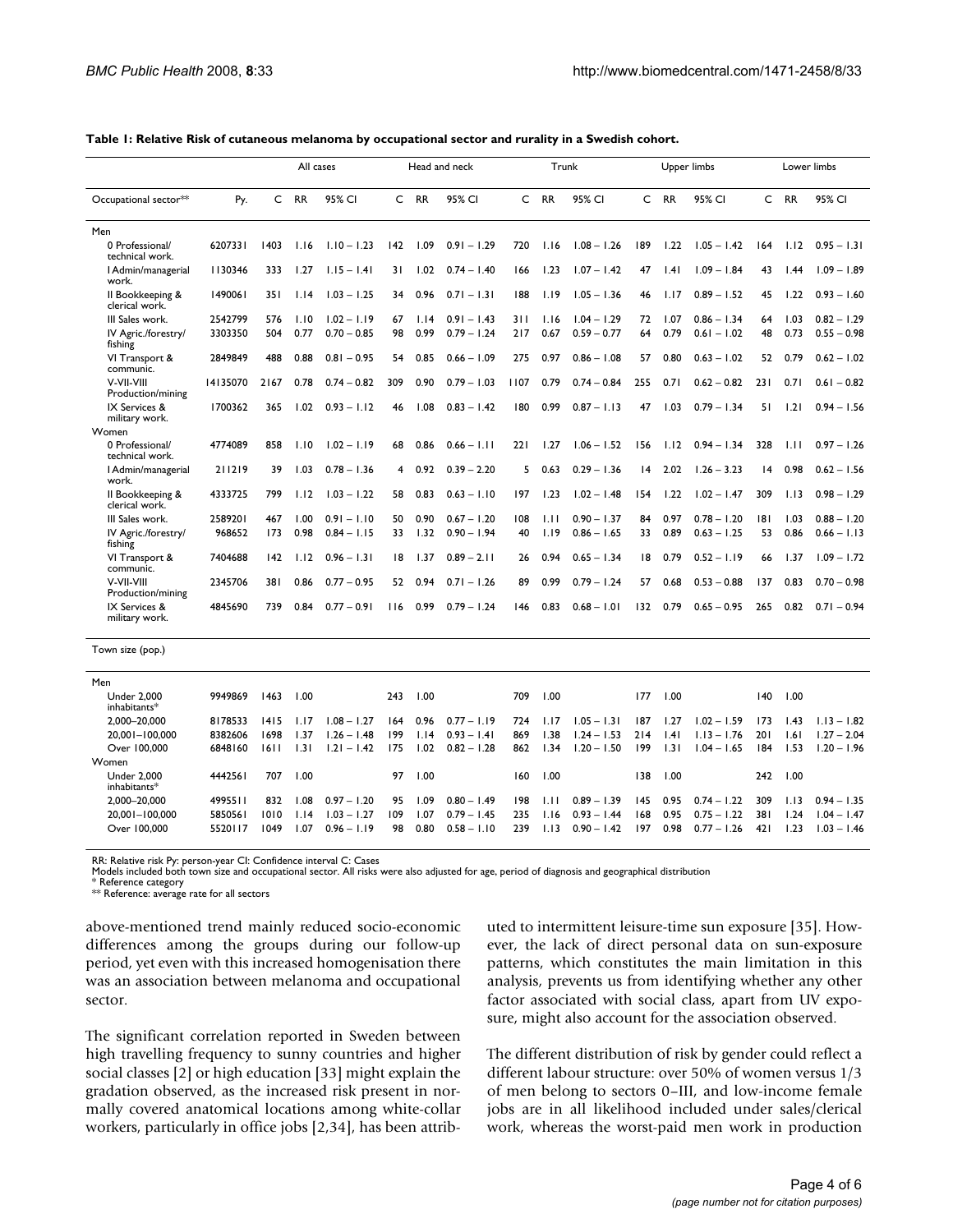**Table 1: Relative Risk of cutaneous melanoma by occupational sector and rurality in a Swedish cohort.**

| | | All cases | | | Head and neck | | | Trunk | | | Upper limbs | | | Lower limbs | | |
|---|---|---|---|---|---|---|---|---|---|---|---|---|---|---|---|---|
| Occupational sector** | Py. | C | RR | 95% CI | C | RR | 95% CI | C | RR | 95% CI | C | RR | 95% CI | C | RR | 95% CI |
| Men | | | | | | | | | | | | | | | | |
| 0 Professional/ technical work. | 6207331 | 1403 | 1.16 | 1.10 – 1.23 | 142 | 1.09 | 0.91 – 1.29 | 720 | 1.16 | 1.08 – 1.26 | 189 | 1.22 | 1.05 – 1.42 | 164 | 1.12 | 0.95 – 1.31 |
| I Admin/managerial work. | 1130346 | 333 | 1.27 | 1.15 – 1.41 | 31 | 1.02 | 0.74 – 1.40 | 166 | 1.23 | 1.07 – 1.42 | 47 | 1.41 | 1.09 – 1.84 | 43 | 1.44 | 1.09 – 1.89 |
| II Bookkeeping & clerical work. | 1490061 | 351 | 1.14 | 1.03 – 1.25 | 34 | 0.96 | 0.71 – 1.31 | 188 | 1.19 | 1.05 – 1.36 | 46 | 1.17 | 0.89 – 1.52 | 45 | 1.22 | 0.93 – 1.60 |
| III Sales work. | 2542799 | 576 | 1.10 | 1.02 – 1.19 | 67 | 1.14 | 0.91 – 1.43 | 311 | 1.16 | 1.04 – 1.29 | 72 | 1.07 | 0.86 – 1.34 | 64 | 1.03 | 0.82 – 1.29 |
| IV Agric./forestry/ fishing | 3303350 | 504 | 0.77 | 0.70 – 0.85 | 98 | 0.99 | 0.79 – 1.24 | 217 | 0.67 | 0.59 – 0.77 | 64 | 0.79 | 0.61 – 1.02 | 48 | 0.73 | 0.55 – 0.98 |
| VI Transport & communic. | 2849849 | 488 | 0.88 | 0.81 – 0.95 | 54 | 0.85 | 0.66 – 1.09 | 275 | 0.97 | 0.86 – 1.08 | 57 | 0.80 | 0.63 – 1.02 | 52 | 0.79 | 0.62 – 1.02 |
| V-VII-VIII Production/mining | 14135070 | 2167 | 0.78 | 0.74 – 0.82 | 309 | 0.90 | 0.79 – 1.03 | 1107 | 0.79 | 0.74 – 0.84 | 255 | 0.71 | 0.62 – 0.82 | 231 | 0.71 | 0.61 – 0.82 |
| IX Services & military work. | 1700362 | 365 | 1.02 | 0.93 – 1.12 | 46 | 1.08 | 0.83 – 1.42 | 180 | 0.99 | 0.87 – 1.13 | 47 | 1.03 | 0.79 – 1.34 | 51 | 1.21 | 0.94 – 1.56 |
| Women | | | | | | | | | | | | | | | | |
| 0 Professional/ technical work. | 4774089 | 858 | 1.10 | 1.02 – 1.19 | 68 | 0.86 | 0.66 – 1.11 | 221 | 1.27 | 1.06 – 1.52 | 156 | 1.12 | 0.94 – 1.34 | 328 | 1.11 | 0.97 – 1.26 |
| I Admin/managerial work. | 211219 | 39 | 1.03 | 0.78 – 1.36 | 4 | 0.92 | 0.39 – 2.20 | 5 | 0.63 | 0.29 – 1.36 | 14 | 2.02 | 1.26 – 3.23 | 14 | 0.98 | 0.62 – 1.56 |
| II Bookkeeping & clerical work. | 4333725 | 799 | 1.12 | 1.03 – 1.22 | 58 | 0.83 | 0.63 – 1.10 | 197 | 1.23 | 1.02 – 1.48 | 154 | 1.22 | 1.02 – 1.47 | 309 | 1.13 | 0.98 – 1.29 |
| III Sales work. | 2589201 | 467 | 1.00 | 0.91 – 1.10 | 50 | 0.90 | 0.67 – 1.20 | 108 | 1.11 | 0.90 – 1.37 | 84 | 0.97 | 0.78 – 1.20 | 181 | 1.03 | 0.88 – 1.20 |
| IV Agric./forestry/ fishing | 968652 | 173 | 0.98 | 0.84 – 1.15 | 33 | 1.32 | 0.90 – 1.94 | 40 | 1.19 | 0.86 – 1.65 | 33 | 0.89 | 0.63 – 1.25 | 53 | 0.86 | 0.66 – 1.13 |
| VI Transport & communic. | 7404688 | 142 | 1.12 | 0.96 – 1.31 | 18 | 1.37 | 0.89 – 2.11 | 26 | 0.94 | 0.65 – 1.34 | 18 | 0.79 | 0.52 – 1.19 | 66 | 1.37 | 1.09 – 1.72 |
| V-VII-VIII Production/mining | 2345706 | 381 | 0.86 | 0.77 – 0.95 | 52 | 0.94 | 0.71 – 1.26 | 89 | 0.99 | 0.79 – 1.24 | 57 | 0.68 | 0.53 – 0.88 | 137 | 0.83 | 0.70 – 0.98 |
| IX Services & military work. | 4845690 | 739 | 0.84 | 0.77 – 0.91 | 116 | 0.99 | 0.79 – 1.24 | 146 | 0.83 | 0.68 – 1.01 | 132 | 0.79 | 0.65 – 0.95 | 265 | 0.82 | 0.71 – 0.94 |
| Town size (pop.) | | | | | | | | | | | | | | | | |
| Men | | | | | | | | | | | | | | | | |
| Under 2,000 inhabitants* | 9949869 | 1463 | 1.00 | | 243 | 1.00 | | 709 | 1.00 | | 177 | 1.00 | | 140 | 1.00 | |
| 2,000–20,000 | 8178533 | 1415 | 1.17 | 1.08 – 1.27 | 164 | 0.96 | 0.77 – 1.19 | 724 | 1.17 | 1.05 – 1.31 | 187 | 1.27 | 1.02 – 1.59 | 173 | 1.43 | 1.13 – 1.82 |
| 20,001–100,000 | 8382606 | 1698 | 1.37 | 1.26 – 1.48 | 199 | 1.14 | 0.93 – 1.41 | 869 | 1.38 | 1.24 – 1.53 | 214 | 1.41 | 1.13 – 1.76 | 201 | 1.61 | 1.27 – 2.04 |
| Over 100,000 | 6848160 | 1611 | 1.31 | 1.21 – 1.42 | 175 | 1.02 | 0.82 – 1.28 | 862 | 1.34 | 1.20 – 1.50 | 199 | 1.31 | 1.04 – 1.65 | 184 | 1.53 | 1.20 – 1.96 |
| Women | | | | | | | | | | | | | | | | |
| Under 2,000 inhabitants* | 4442561 | 707 | 1.00 | | 97 | 1.00 | | 160 | 1.00 | | 138 | 1.00 | | 242 | 1.00 | |
| 2,000–20,000 | 4995511 | 832 | 1.08 | 0.97 – 1.20 | 95 | 1.09 | 0.80 – 1.49 | 198 | 1.11 | 0.89 – 1.39 | 145 | 0.95 | 0.74 – 1.22 | 309 | 1.13 | 0.94 – 1.35 |
| 20,001–100,000 | 5850561 | 1010 | 1.14 | 1.03 – 1.27 | 109 | 1.07 | 0.79 – 1.45 | 235 | 1.16 | 0.93 – 1.44 | 168 | 0.95 | 0.75 – 1.22 | 381 | 1.24 | 1.04 – 1.47 |
| Over 100,000 | 5520117 | 1049 | 1.07 | 0.96 – 1.19 | 98 | 0.80 | 0.58 – 1.10 | 239 | 1.13 | 0.90 – 1.42 | 197 | 0.98 | 0.77 – 1.26 | 421 | 1.23 | 1.03 – 1.46 |

RR: Relative risk Py: person-year CI: Confidence interval C: Cases
Models included both town size and occupational sector. All risks were also adjusted for age, period of diagnosis and geographical distribution
* Reference category
** Reference: average rate for all sectors

above-mentioned trend mainly reduced socio-economic differences among the groups during our follow-up period, yet even with this increased homogenisation there was an association between melanoma and occupational sector.

The significant correlation reported in Sweden between high travelling frequency to sunny countries and higher social classes [2] or high education [33] might explain the gradation observed, as the increased risk present in normally covered anatomical locations among white-collar workers, particularly in office jobs [2,34], has been attributed to intermittent leisure-time sun exposure [35]. However, the lack of direct personal data on sun-exposure patterns, which constitutes the main limitation in this analysis, prevents us from identifying whether any other factor associated with social class, apart from UV exposure, might also account for the association observed.

The different distribution of risk by gender could reflect a different labour structure: over 50% of women versus 1/3 of men belong to sectors 0–III, and low-income female jobs are in all likelihood included under sales/clerical work, whereas the worst-paid men work in production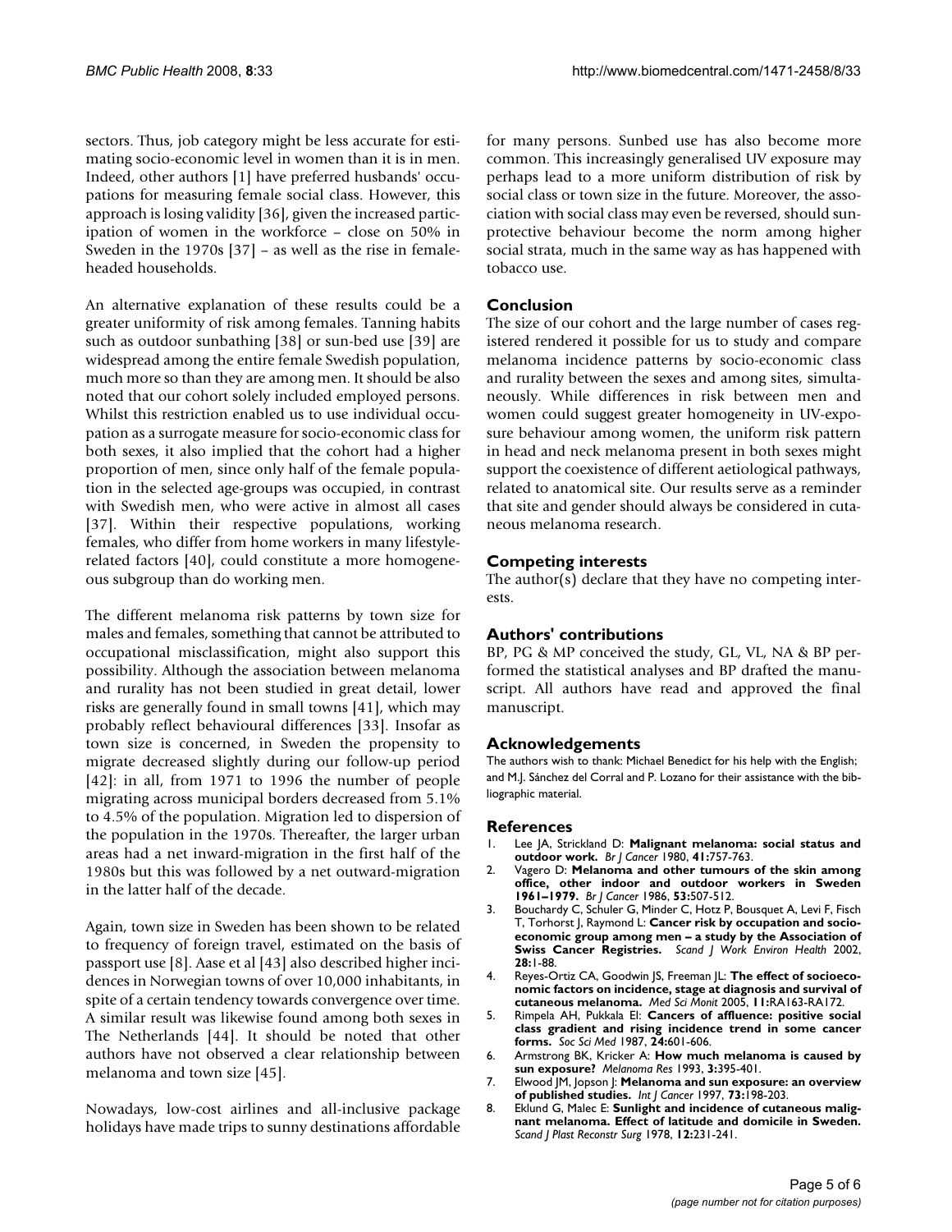sectors. Thus, job category might be less accurate for estimating socio-economic level in women than it is in men. Indeed, other authors [1] have preferred husbands' occupations for measuring female social class. However, this approach is losing validity [36], given the increased participation of women in the workforce – close on 50% in Sweden in the 1970s [37] – as well as the rise in female-headed households.

An alternative explanation of these results could be a greater uniformity of risk among females. Tanning habits such as outdoor sunbathing [38] or sun-bed use [39] are widespread among the entire female Swedish population, much more so than they are among men. It should be also noted that our cohort solely included employed persons. Whilst this restriction enabled us to use individual occupation as a surrogate measure for socio-economic class for both sexes, it also implied that the cohort had a higher proportion of men, since only half of the female population in the selected age-groups was occupied, in contrast with Swedish men, who were active in almost all cases [37]. Within their respective populations, working females, who differ from home workers in many lifestyle-related factors [40], could constitute a more homogeneous subgroup than do working men.

The different melanoma risk patterns by town size for males and females, something that cannot be attributed to occupational misclassification, might also support this possibility. Although the association between melanoma and rurality has not been studied in great detail, lower risks are generally found in small towns [41], which may probably reflect behavioural differences [33]. Insofar as town size is concerned, in Sweden the propensity to migrate decreased slightly during our follow-up period [42]: in all, from 1971 to 1996 the number of people migrating across municipal borders decreased from 5.1% to 4.5% of the population. Migration led to dispersion of the population in the 1970s. Thereafter, the larger urban areas had a net inward-migration in the first half of the 1980s but this was followed by a net outward-migration in the latter half of the decade.

Again, town size in Sweden has been shown to be related to frequency of foreign travel, estimated on the basis of passport use [8]. Aase et al [43] also described higher incidences in Norwegian towns of over 10,000 inhabitants, in spite of a certain tendency towards convergence over time. A similar result was likewise found among both sexes in The Netherlands [44]. It should be noted that other authors have not observed a clear relationship between melanoma and town size [45].

Nowadays, low-cost airlines and all-inclusive package holidays have made trips to sunny destinations affordable for many persons. Sunbed use has also become more common. This increasingly generalised UV exposure may perhaps lead to a more uniform distribution of risk by social class or town size in the future. Moreover, the association with social class may even be reversed, should sun-protective behaviour become the norm among higher social strata, much in the same way as has happened with tobacco use.

## Conclusion

The size of our cohort and the large number of cases registered rendered it possible for us to study and compare melanoma incidence patterns by socio-economic class and rurality between the sexes and among sites, simultaneously. While differences in risk between men and women could suggest greater homogeneity in UV-exposure behaviour among women, the uniform risk pattern in head and neck melanoma present in both sexes might support the coexistence of different aetiological pathways, related to anatomical site. Our results serve as a reminder that site and gender should always be considered in cutaneous melanoma research.

## Competing interests

The author(s) declare that they have no competing interests.

## Authors' contributions

BP, PG & MP conceived the study, GL, VL, NA & BP performed the statistical analyses and BP drafted the manuscript. All authors have read and approved the final manuscript.

## Acknowledgements

The authors wish to thank: Michael Benedict for his help with the English; and M.J. Sánchez del Corral and P. Lozano for their assistance with the bibliographic material.

## References

1. Lee JA, Strickland D: **Malignant melanoma: social status and outdoor work.** *Br J Cancer* 1980, **41:**757-763.
2. Vagero D: **Melanoma and other tumours of the skin among office, other indoor and outdoor workers in Sweden 1961–1979.** *Br J Cancer* 1986, **53:**507-512.
3. Bouchardy C, Schuler G, Minder C, Hotz P, Bousquet A, Levi F, Fisch T, Torhorst J, Raymond L: **Cancer risk by occupation and socioeconomic group among men – a study by the Association of Swiss Cancer Registries.** *Scand J Work Environ Health* 2002, **28:**1-88.
4. Reyes-Ortiz CA, Goodwin JS, Freeman JL: **The effect of socioeconomic factors on incidence, stage at diagnosis and survival of cutaneous melanoma.** *Med Sci Monit* 2005, **11:**RA163-RA172.
5. Rimpela AH, Pukkala EI: **Cancers of affluence: positive social class gradient and rising incidence trend in some cancer forms.** *Soc Sci Med* 1987, **24:**601-606.
6. Armstrong BK, Kricker A: **How much melanoma is caused by sun exposure?** *Melanoma Res* 1993, **3:**395-401.
7. Elwood JM, Jopson J: **Melanoma and sun exposure: an overview of published studies.** *Int J Cancer* 1997, **73:**198-203.
8. Eklund G, Malec E: **Sunlight and incidence of cutaneous malignant melanoma. Effect of latitude and domicile in Sweden.** *Scand J Plast Reconstr Surg* 1978, **12:**231-241.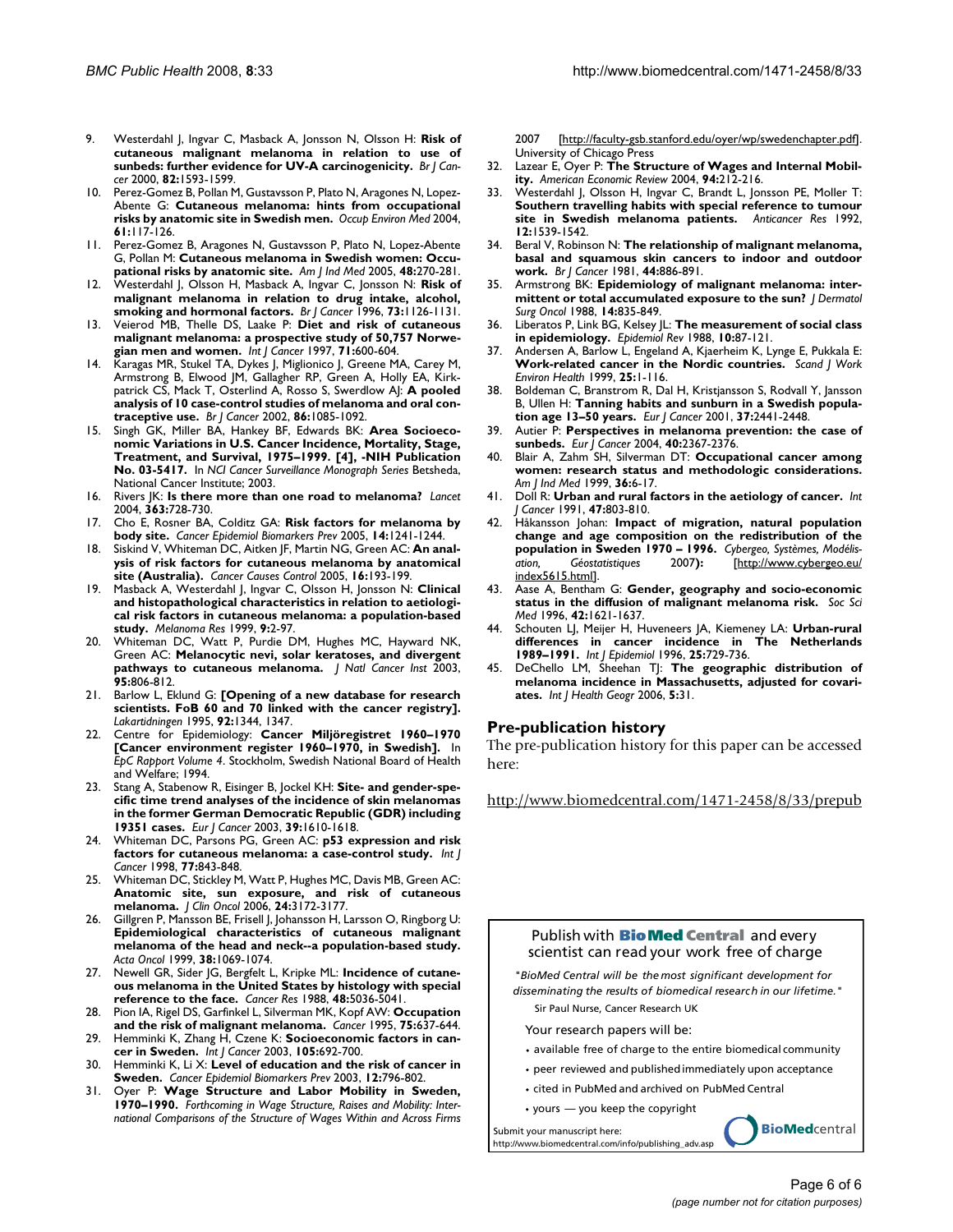9. Westerdahl J, Ingvar C, Masback A, Jonsson N, Olsson H: **Risk of cutaneous malignant melanoma in relation to use of sunbeds: further evidence for UV-A carcinogenicity.** *Br J Cancer* 2000, **82:**1593-1599.
10. Perez-Gomez B, Pollan M, Gustavsson P, Plato N, Aragones N, Lopez-Abente G: **Cutaneous melanoma: hints from occupational risks by anatomic site in Swedish men.** *Occup Environ Med* 2004, **61:**117-126.
11. Perez-Gomez B, Aragones N, Gustavsson P, Plato N, Lopez-Abente G, Pollan M: **Cutaneous melanoma in Swedish women: Occupational risks by anatomic site.** *Am J Ind Med* 2005, **48:**270-281.
12. Westerdahl J, Olsson H, Masback A, Ingvar C, Jonsson N: **Risk of malignant melanoma in relation to drug intake, alcohol, smoking and hormonal factors.** *Br J Cancer* 1996, **73:**1126-1131.
13. Veierod MB, Thelle DS, Laake P: **Diet and risk of cutaneous malignant melanoma: a prospective study of 50,757 Norwegian men and women.** *Int J Cancer* 1997, **71:**600-604.
14. Karagas MR, Stukel TA, Dykes J, Miglionico J, Greene MA, Carey M, Armstrong B, Elwood JM, Gallagher RP, Green A, Holly EA, Kirkpatrick CS, Mack T, Osterlind A, Rosso S, Swerdlow AJ: **A pooled analysis of 10 case-control studies of melanoma and oral contraceptive use.** *Br J Cancer* 2002, **86:**1085-1092.
15. Singh GK, Miller BA, Hankey BF, Edwards BK: **Area Socioeconomic Variations in U.S. Cancer Incidence, Mortality, Stage, Treatment, and Survival, 1975–1999. [4], -NIH Publication No. 03-5417.** In *NCI Cancer Surveillance Monograph Series* Betsheda, National Cancer Institute; 2003.
16. Rivers JK: **Is there more than one road to melanoma?** *Lancet* 2004, **363:**728-730.
17. Cho E, Rosner BA, Colditz GA: **Risk factors for melanoma by body site.** *Cancer Epidemiol Biomarkers Prev* 2005, **14:**1241-1244.
18. Siskind V, Whiteman DC, Aitken JF, Martin NG, Green AC: **An analysis of risk factors for cutaneous melanoma by anatomical site (Australia).** *Cancer Causes Control* 2005, **16:**193-199.
19. Masback A, Westerdahl J, Ingvar C, Olsson H, Jonsson N: **Clinical and histopathological characteristics in relation to aetiological risk factors in cutaneous melanoma: a population-based study.** *Melanoma Res* 1999, **9:**2-97.
20. Whiteman DC, Watt P, Purdie DM, Hughes MC, Hayward NK, Green AC: **Melanocytic nevi, solar keratoses, and divergent pathways to cutaneous melanoma.** *J Natl Cancer Inst* 2003, **95:**806-812.
21. Barlow L, Eklund G: **[Opening of a new database for research scientists. FoB 60 and 70 linked with the cancer registry].** *Lakartidningen* 1995, **92:**1344, 1347.
22. Centre for Epidemiology: **Cancer Miljöregistret 1960–1970 [Cancer environment register 1960–1970, in Swedish].** In *EpC Rapport Volume 4*. Stockholm, Swedish National Board of Health and Welfare; 1994.
23. Stang A, Stabenow R, Eisinger B, Jockel KH: **Site- and gender-specific time trend analyses of the incidence of skin melanomas in the former German Democratic Republic (GDR) including 19351 cases.** *Eur J Cancer* 2003, **39:**1610-1618.
24. Whiteman DC, Parsons PG, Green AC: **p53 expression and risk factors for cutaneous melanoma: a case-control study.** *Int J Cancer* 1998, **77:**843-848.
25. Whiteman DC, Stickley M, Watt P, Hughes MC, Davis MB, Green AC: **Anatomic site, sun exposure, and risk of cutaneous melanoma.** *J Clin Oncol* 2006, **24:**3172-3177.
26. Gillgren P, Mansson BE, Frisell J, Johansson H, Larsson O, Ringborg U: **Epidemiological characteristics of cutaneous malignant melanoma of the head and neck--a population-based study.** *Acta Oncol* 1999, **38:**1069-1074.
27. Newell GR, Sider JG, Bergfelt L, Kripke ML: **Incidence of cutaneous melanoma in the United States by histology with special reference to the face.** *Cancer Res* 1988, **48:**5036-5041.
28. Pion IA, Rigel DS, Garfinkel L, Silverman MK, Kopf AW: **Occupation and the risk of malignant melanoma.** *Cancer* 1995, **75:**637-644.
29. Hemminki K, Zhang H, Czene K: **Socioeconomic factors in cancer in Sweden.** *Int J Cancer* 2003, **105:**692-700.
30. Hemminki K, Li X: **Level of education and the risk of cancer in Sweden.** *Cancer Epidemiol Biomarkers Prev* 2003, **12:**796-802.
31. Oyer P: **Wage Structure and Labor Mobility in Sweden, 1970–1990.** *Forthcoming in Wage Structure, Raises and Mobility: International Comparisons of the Structure of Wages Within and Across Firms* 2007 [http://faculty-gsb.stanford.edu/oyer/wp/swedenchapter.pdf]. University of Chicago Press
32. Lazear E, Oyer P: **The Structure of Wages and Internal Mobility.** *American Economic Review* 2004, **94:**212-216.
33. Westerdahl J, Olsson H, Ingvar C, Brandt L, Jonsson PE, Moller T: **Southern travelling habits with special reference to tumour site in Swedish melanoma patients.** *Anticancer Res* 1992, **12:**1539-1542.
34. Beral V, Robinson N: **The relationship of malignant melanoma, basal and squamous skin cancers to indoor and outdoor work.** *Br J Cancer* 1981, **44:**886-891.
35. Armstrong BK: **Epidemiology of malignant melanoma: intermittent or total accumulated exposure to the sun?** *J Dermatol Surg Oncol* 1988, **14:**835-849.
36. Liberatos P, Link BG, Kelsey JL: **The measurement of social class in epidemiology.** *Epidemiol Rev* 1988, **10:**87-121.
37. Andersen A, Barlow L, Engeland A, Kjaerheim K, Lynge E, Pukkala E: **Work-related cancer in the Nordic countries.** *Scand J Work Environ Health* 1999, **25:**1-116.
38. Boldeman C, Branstrom R, Dal H, Kristjansson S, Rodvall Y, Jansson B, Ullen H: **Tanning habits and sunburn in a Swedish population age 13–50 years.** *Eur J Cancer* 2001, **37:**2441-2448.
39. Autier P: **Perspectives in melanoma prevention: the case of sunbeds.** *Eur J Cancer* 2004, **40:**2367-2376.
40. Blair A, Zahm SH, Silverman DT: **Occupational cancer among women: research status and methodologic considerations.** *Am J Ind Med* 1999, **36:**6-17.
41. Doll R: **Urban and rural factors in the aetiology of cancer.** *Int J Cancer* 1991, **47:**803-810.
42. Håkansson Johan: **Impact of migration, natural population change and age composition on the redistribution of the population in Sweden 1970 – 1996.** *Cybergeo, Systèmes, Modélisation, Géostatistiques* 2007**):** [http://www.cybergeo.eu/index5615.html].
43. Aase A, Bentham G: **Gender, geography and socio-economic status in the diffusion of malignant melanoma risk.** *Soc Sci Med* 1996, **42:**1621-1637.
44. Schouten LJ, Meijer H, Huveneers JA, Kiemeney LA: **Urban-rural differences in cancer incidence in The Netherlands 1989–1991.** *Int J Epidemiol* 1996, **25:**729-736.
45. DeChello LM, Sheehan TJ: **The geographic distribution of melanoma incidence in Massachusetts, adjusted for covariates.** *Int J Health Geogr* 2006, **5:**31.

## Pre-publication history

The pre-publication history for this paper can be accessed here:

http://www.biomedcentral.com/1471-2458/8/33/prepub

Publish with **BioMed Central** and every scientist can read your work free of charge

*"BioMed Central will be the most significant development for disseminating the results of biomedical research in our lifetime."*

Sir Paul Nurse, Cancer Research UK

Your research papers will be:

- available free of charge to the entire biomedical community
- peer reviewed and published immediately upon acceptance
- cited in PubMed and archived on PubMed Central
- yours — you keep the copyright

Submit your manuscript here:
http://www.biomedcentral.com/info/publishing_adv.asp

BioMedcentral